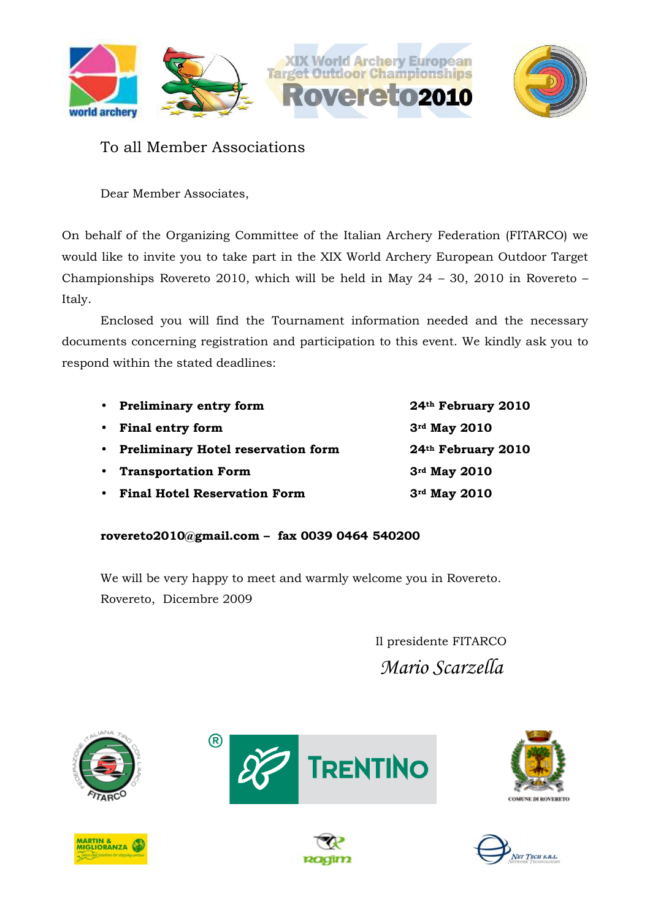XIX World Archery European Target Outdoor Championships Rovereto 2010

To all Member Associations

Dear Member Associates,

On behalf of the Organizing Committee of the Italian Archery Federation (FITARCO) we would like to invite you to take part in the XIX World Archery European Outdoor Target Championships Rovereto 2010, which will be held in May 24 – 30, 2010 in Rovereto – Italy.

Enclosed you will find the Tournament information needed and the necessary documents concerning registration and participation to this event. We kindly ask you to respond within the stated deadlines:

- **Preliminary entry form** — **24th February 2010**
- **Final entry form** — **3rd May 2010**
- **Preliminary Hotel reservation form** — **24th February 2010**
- **Transportation Form** — **3rd May 2010**
- **Final Hotel Reservation Form** — **3rd May 2010**

**rovereto2010@gmail.com – fax 0039 0464 540200**

We will be very happy to meet and warmly welcome you in Rovereto.
Rovereto, Dicembre 2009

Il presidente FITARCO
*Mario Scarzella*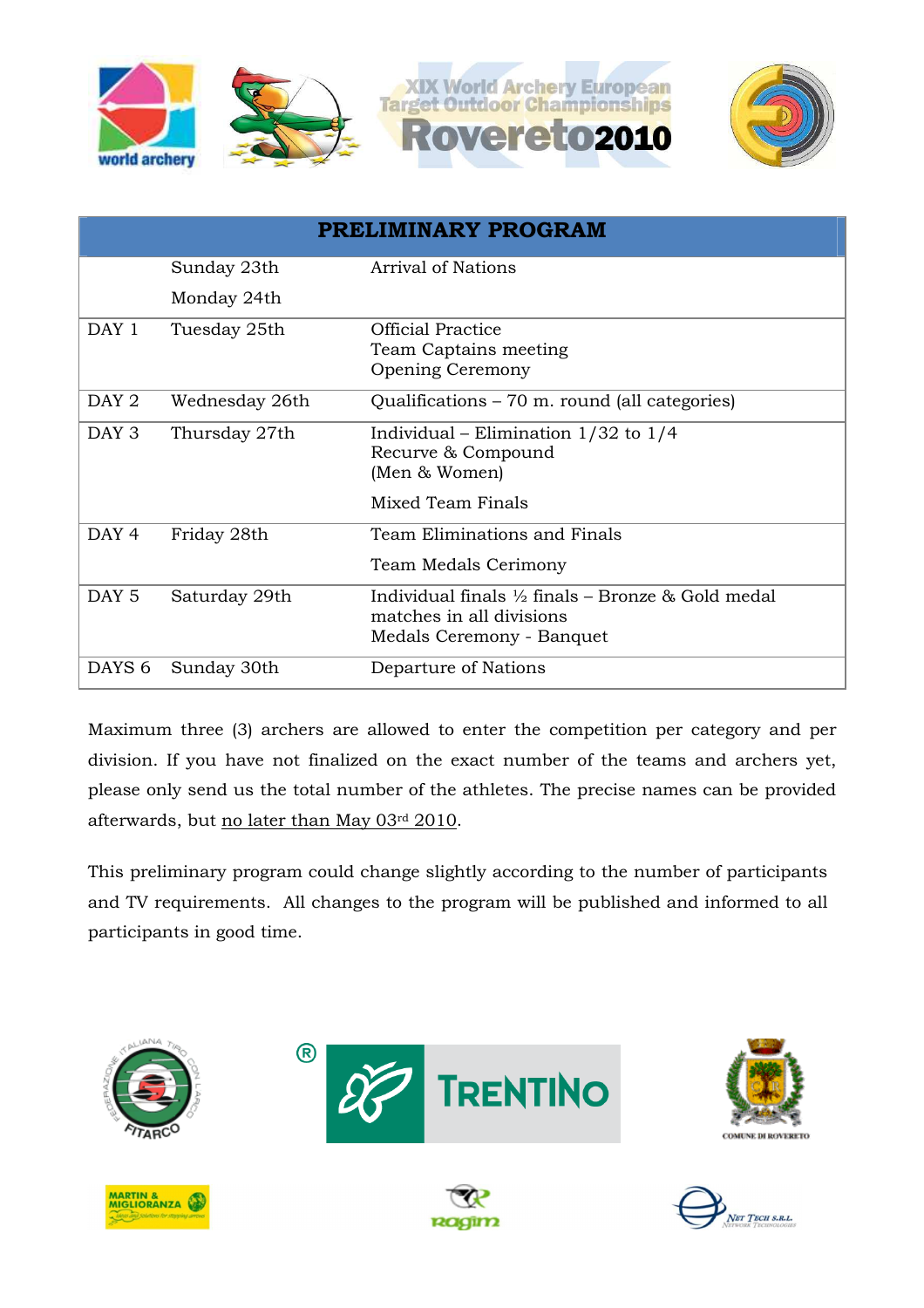XIX World Archery European Target Outdoor Championships Rovereto2010

| PRELIMINARY PROGRAM | | |
|---|---|---|
| | Sunday 23th<br>Monday 24th | Arrival of Nations |
| DAY 1 | Tuesday 25th | Official Practice<br>Team Captains meeting<br>Opening Ceremony |
| DAY 2 | Wednesday 26th | Qualifications – 70 m. round (all categories) |
| DAY 3 | Thursday 27th | Individual – Elimination 1/32 to 1/4<br>Recurve & Compound<br>(Men & Women)<br>Mixed Team Finals |
| DAY 4 | Friday 28th | Team Eliminations and Finals<br>Team Medals Cerimony |
| DAY 5 | Saturday 29th | Individual finals ½ finals – Bronze & Gold medal matches in all divisions<br>Medals Ceremony - Banquet |
| DAYS 6 | Sunday 30th | Departure of Nations |

Maximum three (3) archers are allowed to enter the competition per category and per division. If you have not finalized on the exact number of the teams and archers yet, please only send us the total number of the athletes. The precise names can be provided afterwards, but no later than May 03rd 2010.

This preliminary program could change slightly according to the number of participants and TV requirements. All changes to the program will be published and informed to all participants in good time.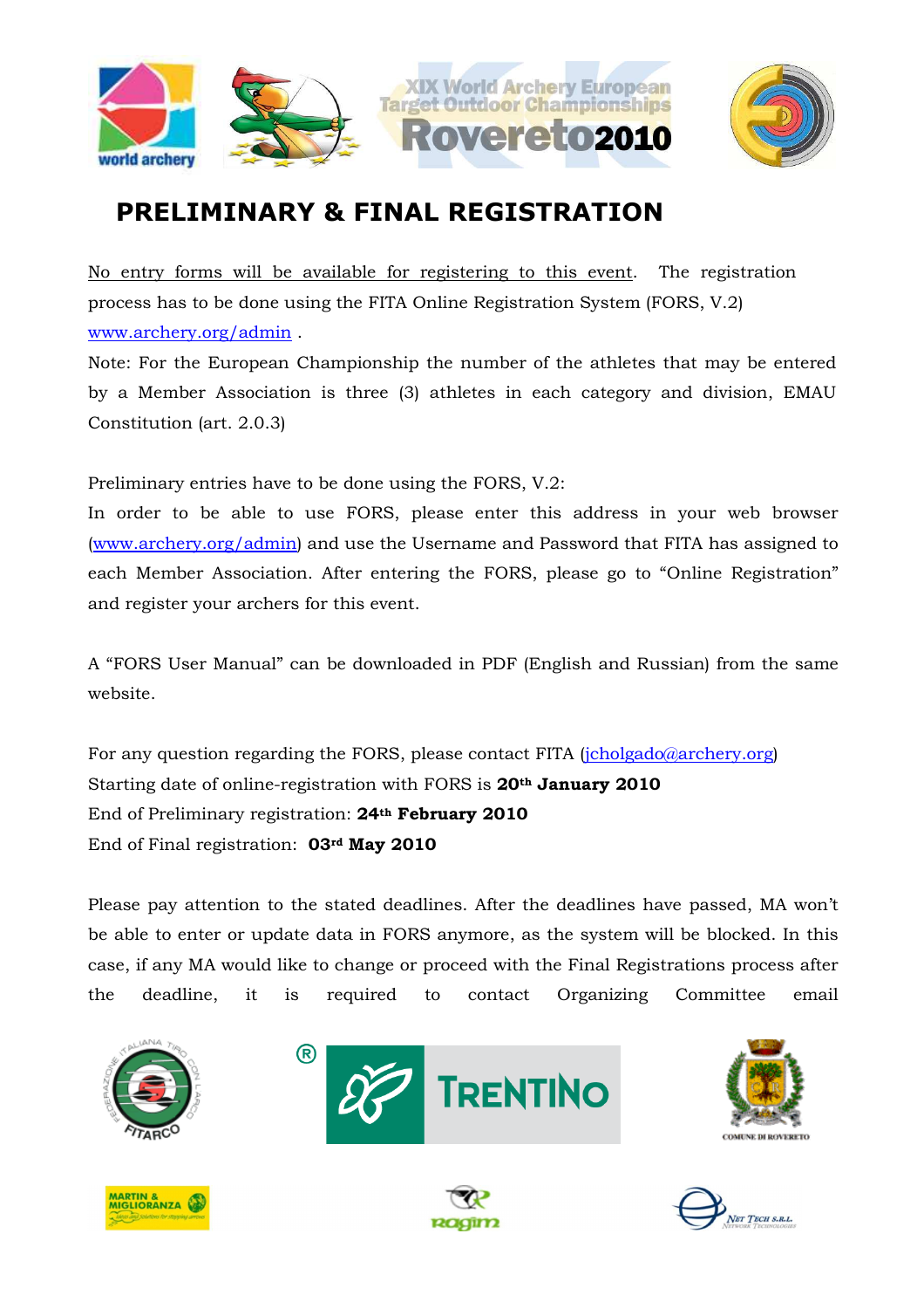# PRELIMINARY & FINAL REGISTRATION

No entry forms will be available for registering to this event. The registration process has to be done using the FITA Online Registration System (FORS, V.2) www.archery.org/admin .

Note: For the European Championship the number of the athletes that may be entered by a Member Association is three (3) athletes in each category and division, EMAU Constitution (art. 2.0.3)

Preliminary entries have to be done using the FORS, V.2:

In order to be able to use FORS, please enter this address in your web browser (www.archery.org/admin) and use the Username and Password that FITA has assigned to each Member Association. After entering the FORS, please go to "Online Registration" and register your archers for this event.

A "FORS User Manual" can be downloaded in PDF (English and Russian) from the same website.

For any question regarding the FORS, please contact FITA (jcholgado@archery.org)

Starting date of online-registration with FORS is **20th January 2010**

End of Preliminary registration: **24th February 2010**

End of Final registration: **03rd May 2010**

Please pay attention to the stated deadlines. After the deadlines have passed, MA won't be able to enter or update data in FORS anymore, as the system will be blocked. In this case, if any MA would like to change or proceed with the Final Registrations process after the deadline, it is required to contact Organizing Committee email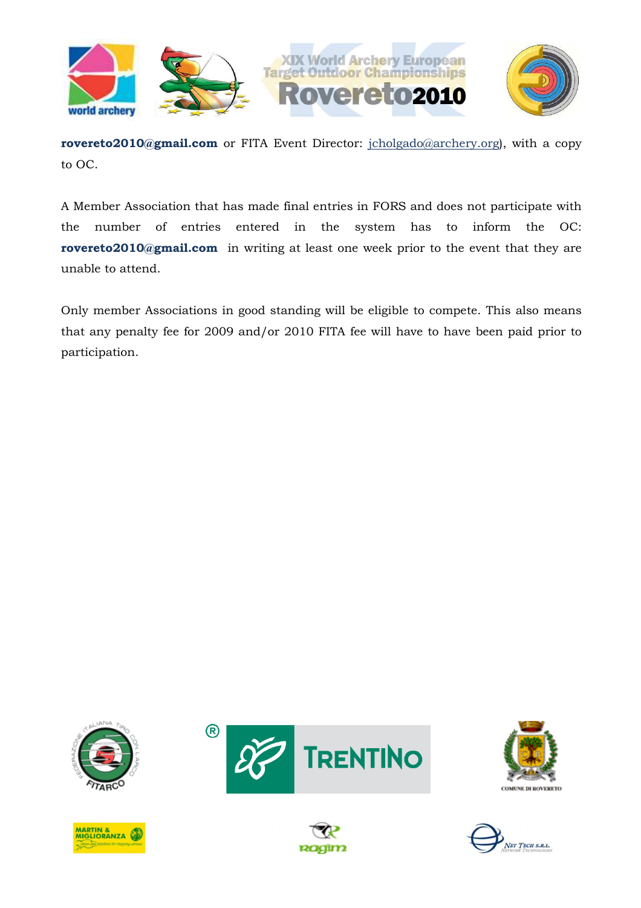**rovereto2010@gmail.com** or FITA Event Director: jcholgado@archery.org), with a copy to OC.

A Member Association that has made final entries in FORS and does not participate with the number of entries entered in the system has to inform the OC: **rovereto2010@gmail.com** in writing at least one week prior to the event that they are unable to attend.

Only member Associations in good standing will be eligible to compete. This also means that any penalty fee for 2009 and/or 2010 FITA fee will have to have been paid prior to participation.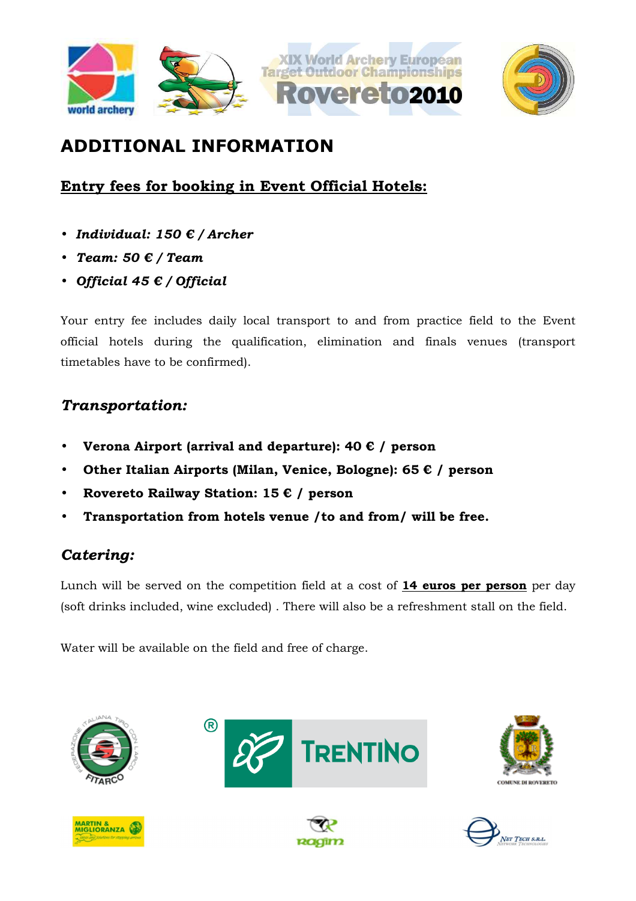# ADDITIONAL INFORMATION

## Entry fees for booking in Event Official Hotels:

- ***Individual: 150 € / Archer***
- ***Team: 50 € / Team***
- ***Official 45 € / Official***

Your entry fee includes daily local transport to and from practice field to the Event official hotels during the qualification, elimination and finals venues (transport timetables have to be confirmed).

### *Transportation:*

- **Verona Airport (arrival and departure): 40 € / person**
- **Other Italian Airports (Milan, Venice, Bologne): 65 € / person**
- **Rovereto Railway Station: 15 € / person**
- **Transportation from hotels venue /to and from/ will be free.**

### *Catering:*

Lunch will be served on the competition field at a cost of **14 euros per person** per day (soft drinks included, wine excluded) . There will also be a refreshment stall on the field.

Water will be available on the field and free of charge.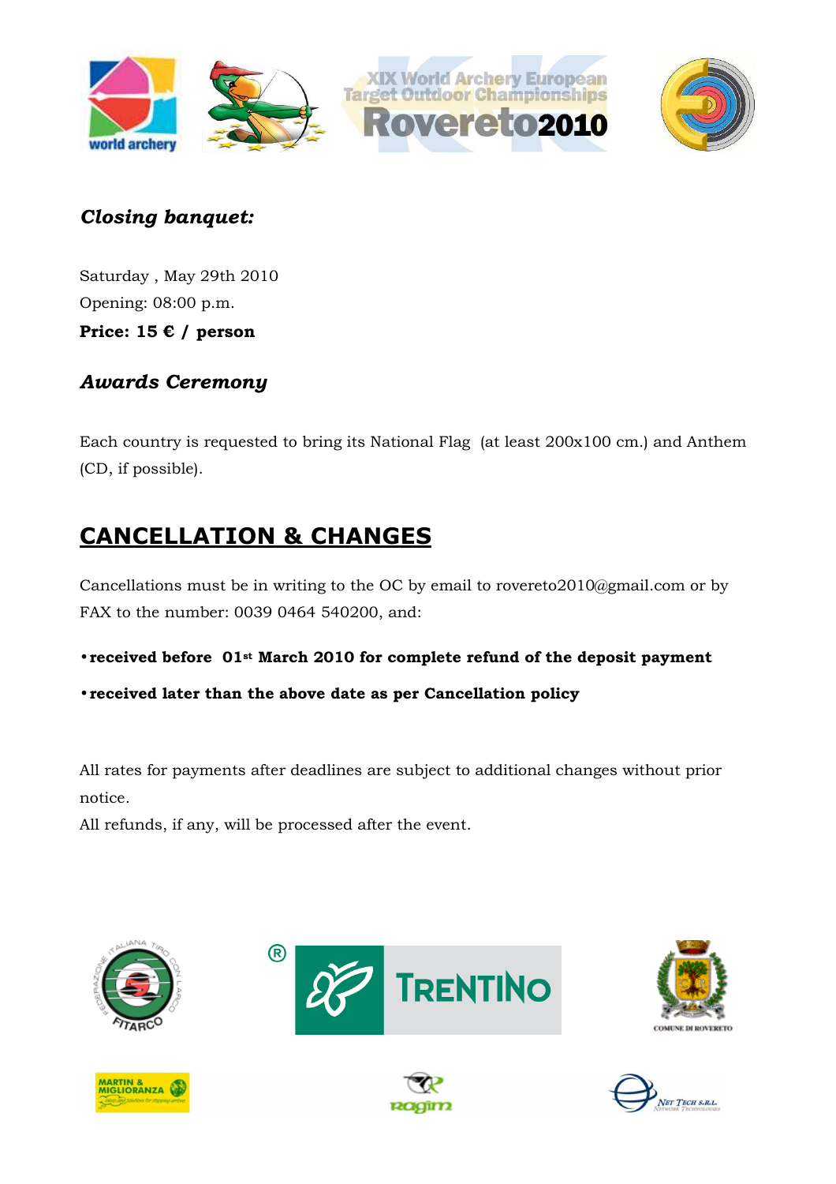### *Closing banquet:*

Saturday , May 29th 2010
Opening: 08:00 p.m.
**Price: 15 € / person**

### *Awards Ceremony*

Each country is requested to bring its National Flag (at least 200x100 cm.) and Anthem (CD, if possible).

## CANCELLATION & CHANGES

Cancellations must be in writing to the OC by email to rovereto2010@gmail.com or by FAX to the number: 0039 0464 540200, and:

- **received before 01st March 2010 for complete refund of the deposit payment**
- **received later than the above date as per Cancellation policy**

All rates for payments after deadlines are subject to additional changes without prior notice.
All refunds, if any, will be processed after the event.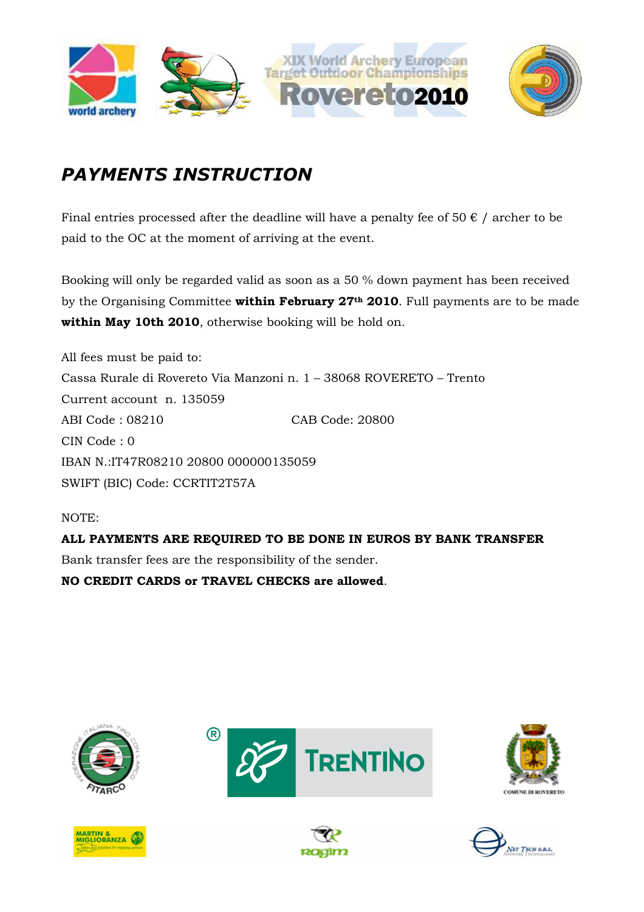# *PAYMENTS INSTRUCTION*

Final entries processed after the deadline will have a penalty fee of 50 € / archer to be paid to the OC at the moment of arriving at the event.

Booking will only be regarded valid as soon as a 50 % down payment has been received by the Organising Committee **within February 27th 2010**. Full payments are to be made **within May 10th 2010**, otherwise booking will be hold on.

All fees must be paid to:
Cassa Rurale di Rovereto Via Manzoni n. 1 – 38068 ROVERETO – Trento
Current account n. 135059
ABI Code : 08210 CAB Code: 20800
CIN Code : 0
IBAN N.:IT47R08210 20800 000000135059
SWIFT (BIC) Code: CCRTIT2T57A

NOTE:

**ALL PAYMENTS ARE REQUIRED TO BE DONE IN EUROS BY BANK TRANSFER**

Bank transfer fees are the responsibility of the sender.

**NO CREDIT CARDS or TRAVEL CHECKS are allowed**.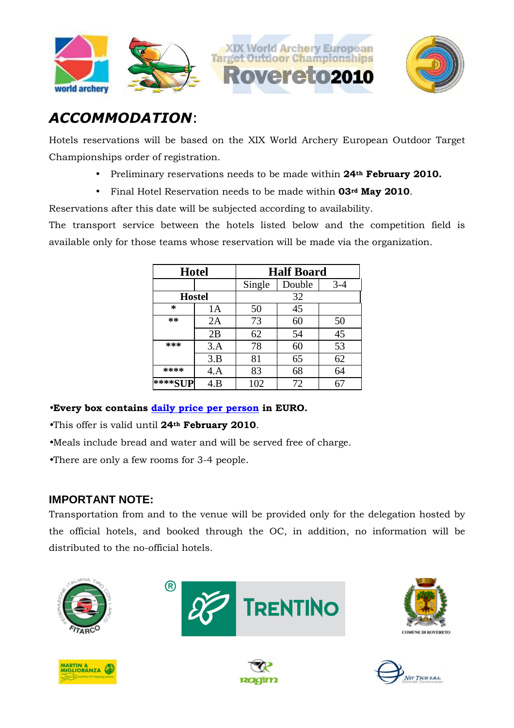## *ACCOMMODATION*:

Hotels reservations will be based on the XIX World Archery European Outdoor Target Championships order of registration.

- Preliminary reservations needs to be made within **24th February 2010.**
- Final Hotel Reservation needs to be made within **03rd May 2010**.

Reservations after this date will be subjected according to availability.

The transport service between the hotels listed below and the competition field is available only for those teams whose reservation will be made via the organization.

| Hotel | | Half Board | | |
|---|---|---|---|---|
| | | Single | Double | 3-4 |
| Hostel | | 32 | | |
| * | 1A | 50 | 45 | |
| ** | 2A | 73 | 60 | 50 |
| | 2B | 62 | 54 | 45 |
| *** | 3.A | 78 | 60 | 53 |
| | 3.B | 81 | 65 | 62 |
| **** | 4.A | 83 | 68 | 64 |
| ****SUP | 4.B | 102 | 72 | 67 |

•**Every box contains daily price per person in EURO.**

•This offer is valid until **24th February 2010**.

•Meals include bread and water and will be served free of charge.

•There are only a few rooms for 3-4 people.

### IMPORTANT NOTE:

Transportation from and to the venue will be provided only for the delegation hosted by the official hotels, and booked through the OC, in addition, no information will be distributed to the no-official hotels.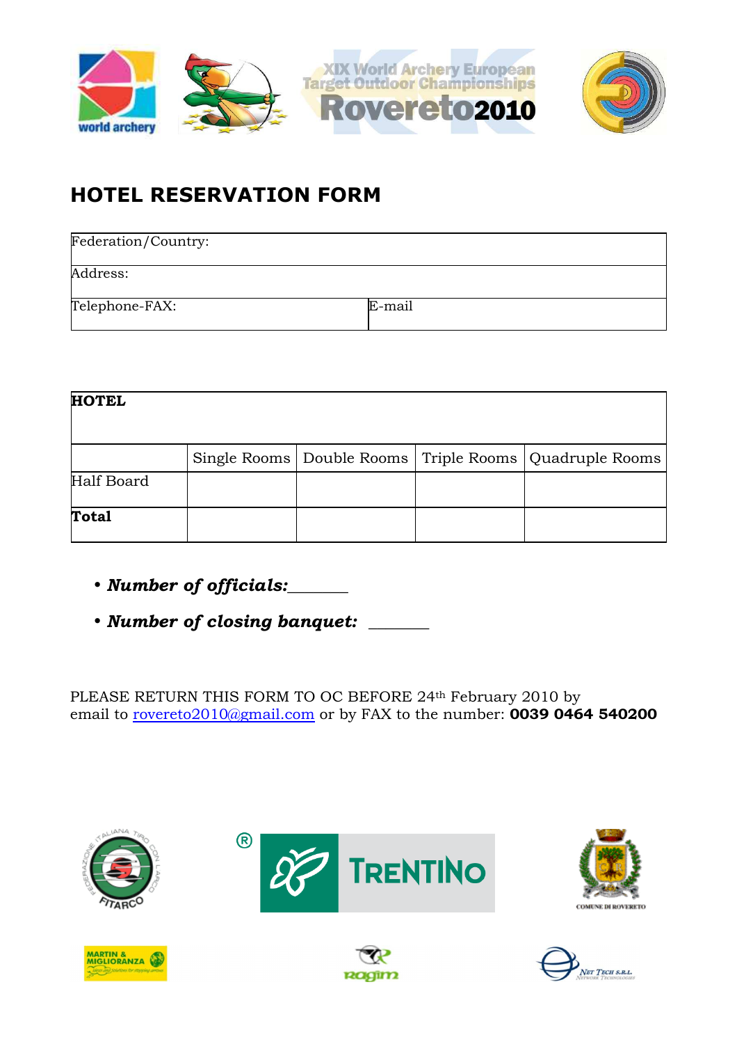## HOTEL RESERVATION FORM

| Federation/Country: | |
|---|---|
| Address: | |
| Telephone-FAX: | E-mail |

| HOTEL | | | | |
|---|---|---|---|---|
| | Single Rooms | Double Rooms | Triple Rooms | Quadruple Rooms |
| Half Board | | | | |
| **Total** | | | | |

- ***Number of officials:_______***
- ***Number of closing banquet:*** _______

PLEASE RETURN THIS FORM TO OC BEFORE 24th February 2010 by email to rovereto2010@gmail.com or by FAX to the number: **0039 0464 540200**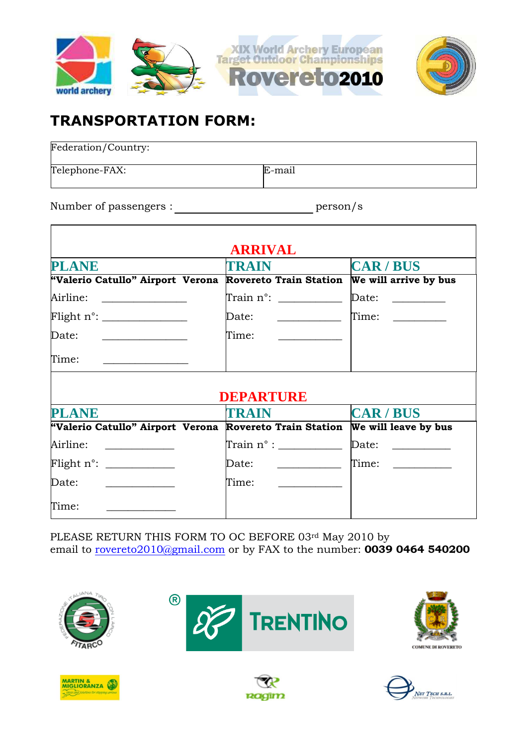XIX World Archery European Target Outdoor Championships Rovereto2010

# TRANSPORTATION FORM:

| Federation/Country: | |
|---|---|
| Telephone-FAX: | E-mail |

Number of passengers : ______________________ person/s

| ARRIVAL | | |
|---|---|---|
| **PLANE** | **TRAIN** | **CAR / BUS** |
| **"Valerio Catullo" Airport Verona** | **Rovereto Train Station** | **We will arrive by bus** |
| Airline: ______________ | Train n°: __________ | Date: _________ |
| Flight n°: ______________ | Date: __________ | Time: _________ |
| Date: ______________ | Time: __________ | |
| Time: ______________ | | |

| DEPARTURE | | |
|---|---|---|
| **PLANE** | **TRAIN** | **CAR / BUS** |
| **"Valerio Catullo" Airport Verona** | **Rovereto Train Station** | **We will leave by bus** |
| Airline: ___________ | Train n° : __________ | Date: __________ |
| Flight n°: ___________ | Date: __________ | Time: __________ |
| Date: ___________ | Time: __________ | |
| Time: ___________ | | |

PLEASE RETURN THIS FORM TO OC BEFORE 03rd May 2010 by email to rovereto2010@gmail.com or by FAX to the number: **0039 0464 540200**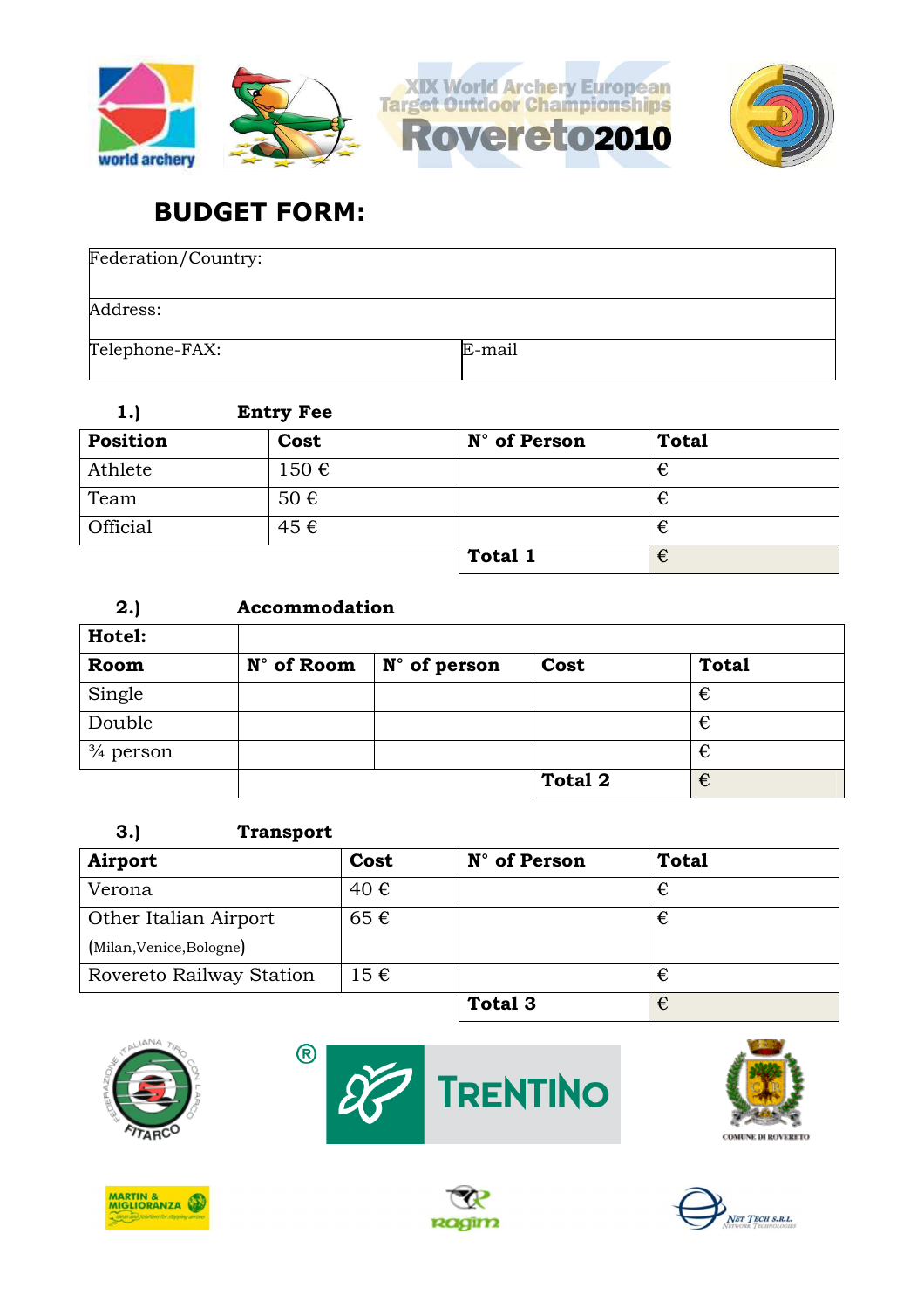XIX World Archery European Target Outdoor Championships Rovereto2010

# BUDGET FORM:

| Federation/Country: | |
|---|---|
| Address: | |
| Telephone-FAX: | E-mail |

**1.) Entry Fee**

| Position | Cost | N° of Person | Total |
|---|---|---|---|
| Athlete | 150 € | | € |
| Team | 50 € | | € |
| Official | 45 € | | € |
| | | **Total 1** | € |

**2.) Accommodation**

| **Hotel:** | | | | |
|---|---|---|---|---|
| **Room** | **N° of Room** | **N° of person** | **Cost** | **Total** |
| Single | | | | € |
| Double | | | | € |
| ¾ person | | | | € |
| | | | **Total 2** | € |

**3.) Transport**

| Airport | Cost | N° of Person | Total |
|---|---|---|---|
| Verona | 40 € | | € |
| Other Italian Airport (Milan,Venice,Bologne) | 65 € | | € |
| Rovereto Railway Station | 15 € | | € |
| | | **Total 3** | € |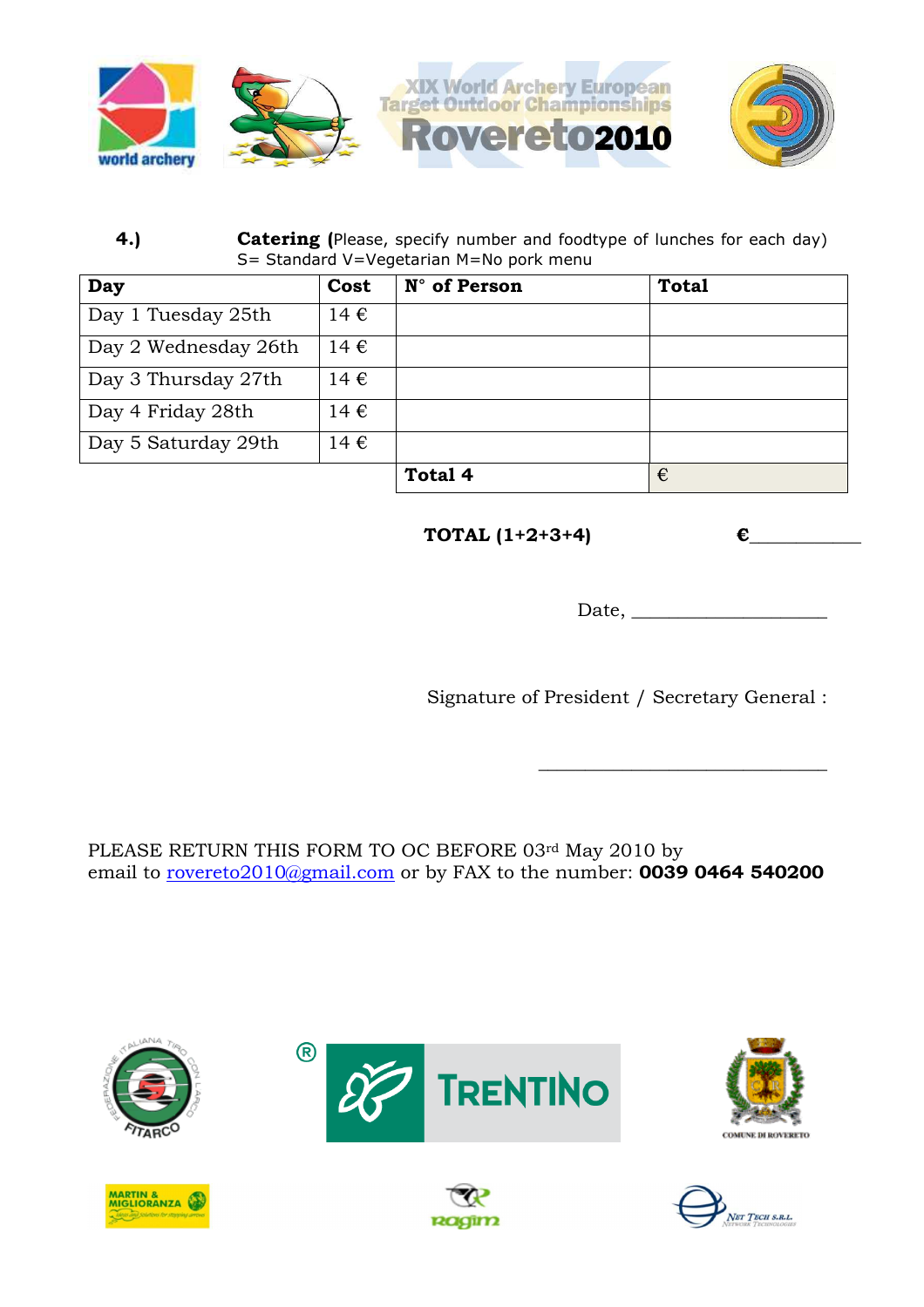XIX World Archery European Target Outdoor Championships Rovereto2010

**4.)** **Catering (**Please, specify number and foodtype of lunches for each day)
S= Standard V=Vegetarian M=No pork menu

| Day | Cost | N° of Person | Total |
|---|---|---|---|
| Day 1 Tuesday 25th | 14 € | | |
| Day 2 Wednesday 26th | 14 € | | |
| Day 3 Thursday 27th | 14 € | | |
| Day 4 Friday 28th | 14 € | | |
| Day 5 Saturday 29th | 14 € | | |
| | | **Total 4** | € |

**TOTAL (1+2+3+4)** **€**___________

Date, ____________________

Signature of President / Secretary General :

______________________________

PLEASE RETURN THIS FORM TO OC BEFORE 03rd May 2010 by email to rovereto2010@gmail.com or by FAX to the number: **0039 0464 540200**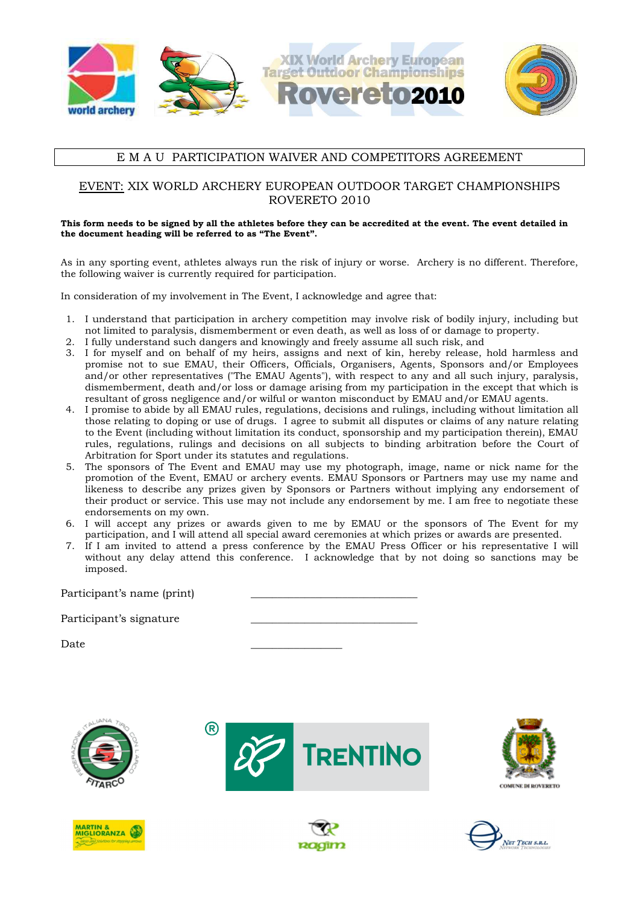# E M A U PARTICIPATION WAIVER AND COMPETITORS AGREEMENT

## EVENT: XIX WORLD ARCHERY EUROPEAN OUTDOOR TARGET CHAMPIONSHIPS ROVERETO 2010

**This form needs to be signed by all the athletes before they can be accredited at the event. The event detailed in the document heading will be referred to as "The Event".**

As in any sporting event, athletes always run the risk of injury or worse. Archery is no different. Therefore, the following waiver is currently required for participation.

In consideration of my involvement in The Event, I acknowledge and agree that:

1. I understand that participation in archery competition may involve risk of bodily injury, including but not limited to paralysis, dismemberment or even death, as well as loss of or damage to property.
2. I fully understand such dangers and knowingly and freely assume all such risk, and
3. I for myself and on behalf of my heirs, assigns and next of kin, hereby release, hold harmless and promise not to sue EMAU, their Officers, Officials, Organisers, Agents, Sponsors and/or Employees and/or other representatives ("The EMAU Agents"), with respect to any and all such injury, paralysis, dismemberment, death and/or loss or damage arising from my participation in the except that which is resultant of gross negligence and/or wilful or wanton misconduct by EMAU and/or EMAU agents.
4. I promise to abide by all EMAU rules, regulations, decisions and rulings, including without limitation all those relating to doping or use of drugs. I agree to submit all disputes or claims of any nature relating to the Event (including without limitation its conduct, sponsorship and my participation therein), EMAU rules, regulations, rulings and decisions on all subjects to binding arbitration before the Court of Arbitration for Sport under its statutes and regulations.
5. The sponsors of The Event and EMAU may use my photograph, image, name or nick name for the promotion of the Event, EMAU or archery events. EMAU Sponsors or Partners may use my name and likeness to describe any prizes given by Sponsors or Partners without implying any endorsement of their product or service. This use may not include any endorsement by me. I am free to negotiate these endorsements on my own.
6. I will accept any prizes or awards given to me by EMAU or the sponsors of The Event for my participation, and I will attend all special award ceremonies at which prizes or awards are presented.
7. If I am invited to attend a press conference by the EMAU Press Officer or his representative I will without any delay attend this conference. I acknowledge that by not doing so sanctions may be imposed.

Participant's name (print) ______________________________

Participant's signature ______________________________

Date ________________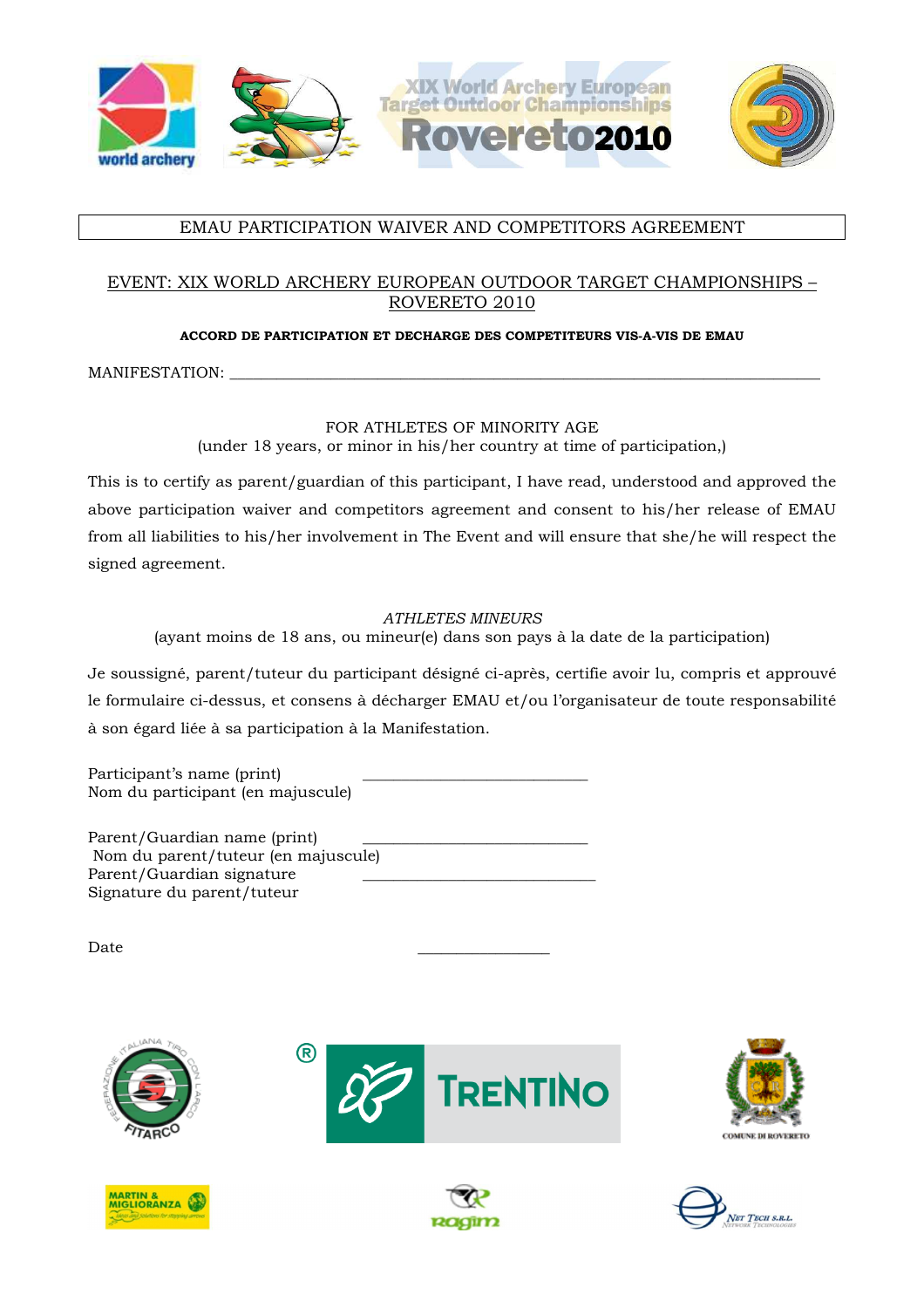EMAU PARTICIPATION WAIVER AND COMPETITORS AGREEMENT

EVENT: XIX WORLD ARCHERY EUROPEAN OUTDOOR TARGET CHAMPIONSHIPS – ROVERETO 2010

**ACCORD DE PARTICIPATION ET DECHARGE DES COMPETITEURS VIS-A-VIS DE EMAU**

MANIFESTATION: ___________________________________________________________________________

FOR ATHLETES OF MINORITY AGE
(under 18 years, or minor in his/her country at time of participation,)

This is to certify as parent/guardian of this participant, I have read, understood and approved the above participation waiver and competitors agreement and consent to his/her release of EMAU from all liabilities to his/her involvement in The Event and will ensure that she/he will respect the signed agreement.

*ATHLETES MINEURS*
(ayant moins de 18 ans, ou mineur(e) dans son pays à la date de la participation)

Je soussigné, parent/tuteur du participant désigné ci-après, certifie avoir lu, compris et approuvé le formulaire ci-dessus, et consens à décharger EMAU et/ou l'organisateur de toute responsabilité à son égard liée à sa participation à la Manifestation.

Participant's name (print) ____________________________
Nom du participant (en majuscule)

Parent/Guardian name (print) ____________________________
Nom du parent/tuteur (en majuscule)
Parent/Guardian signature ____________________________
Signature du parent/tuteur

Date ________________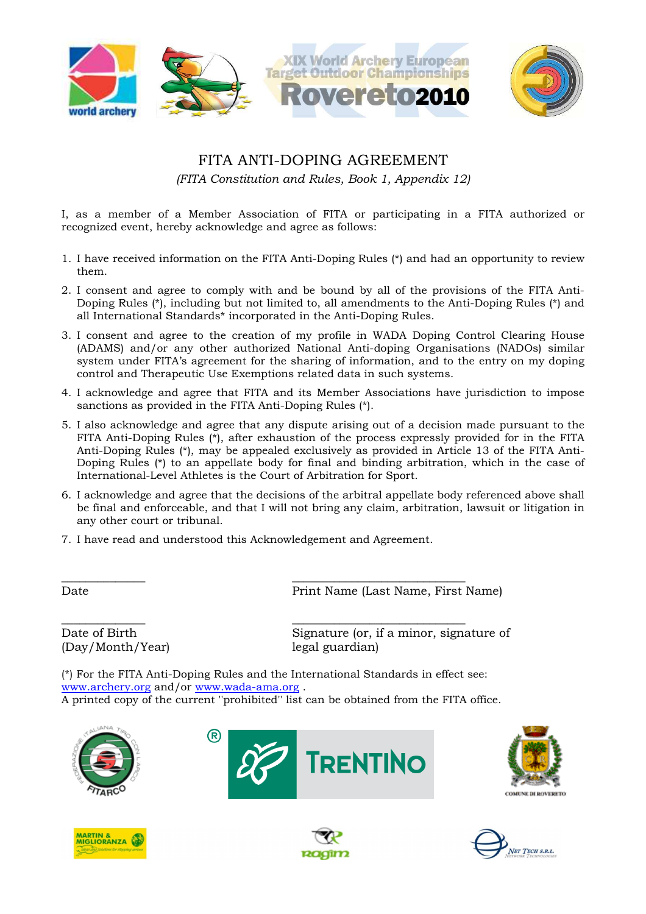# FITA ANTI-DOPING AGREEMENT

*(FITA Constitution and Rules, Book 1, Appendix 12)*

I, as a member of a Member Association of FITA or participating in a FITA authorized or recognized event, hereby acknowledge and agree as follows:

1. I have received information on the FITA Anti-Doping Rules (*) and had an opportunity to review them.
2. I consent and agree to comply with and be bound by all of the provisions of the FITA Anti-Doping Rules (*), including but not limited to, all amendments to the Anti-Doping Rules (*) and all International Standards* incorporated in the Anti-Doping Rules.
3. I consent and agree to the creation of my profile in WADA Doping Control Clearing House (ADAMS) and/or any other authorized National Anti-doping Organisations (NADOs) similar system under FITA's agreement for the sharing of information, and to the entry on my doping control and Therapeutic Use Exemptions related data in such systems.
4. I acknowledge and agree that FITA and its Member Associations have jurisdiction to impose sanctions as provided in the FITA Anti-Doping Rules (*).
5. I also acknowledge and agree that any dispute arising out of a decision made pursuant to the FITA Anti-Doping Rules (*), after exhaustion of the process expressly provided for in the FITA Anti-Doping Rules (*), may be appealed exclusively as provided in Article 13 of the FITA Anti-Doping Rules (*) to an appellate body for final and binding arbitration, which in the case of International-Level Athletes is the Court of Arbitration for Sport.
6. I acknowledge and agree that the decisions of the arbitral appellate body referenced above shall be final and enforceable, and that I will not bring any claim, arbitration, lawsuit or litigation in any other court or tribunal.
7. I have read and understood this Acknowledgement and Agreement.

_____________ Date

_____________________________ Print Name (Last Name, First Name)

_____________ Date of Birth (Day/Month/Year)

_____________________________ Signature (or, if a minor, signature of legal guardian)

(*) For the FITA Anti-Doping Rules and the International Standards in effect see: www.archery.org and/or www.wada-ama.org .
A printed copy of the current "prohibited" list can be obtained from the FITA office.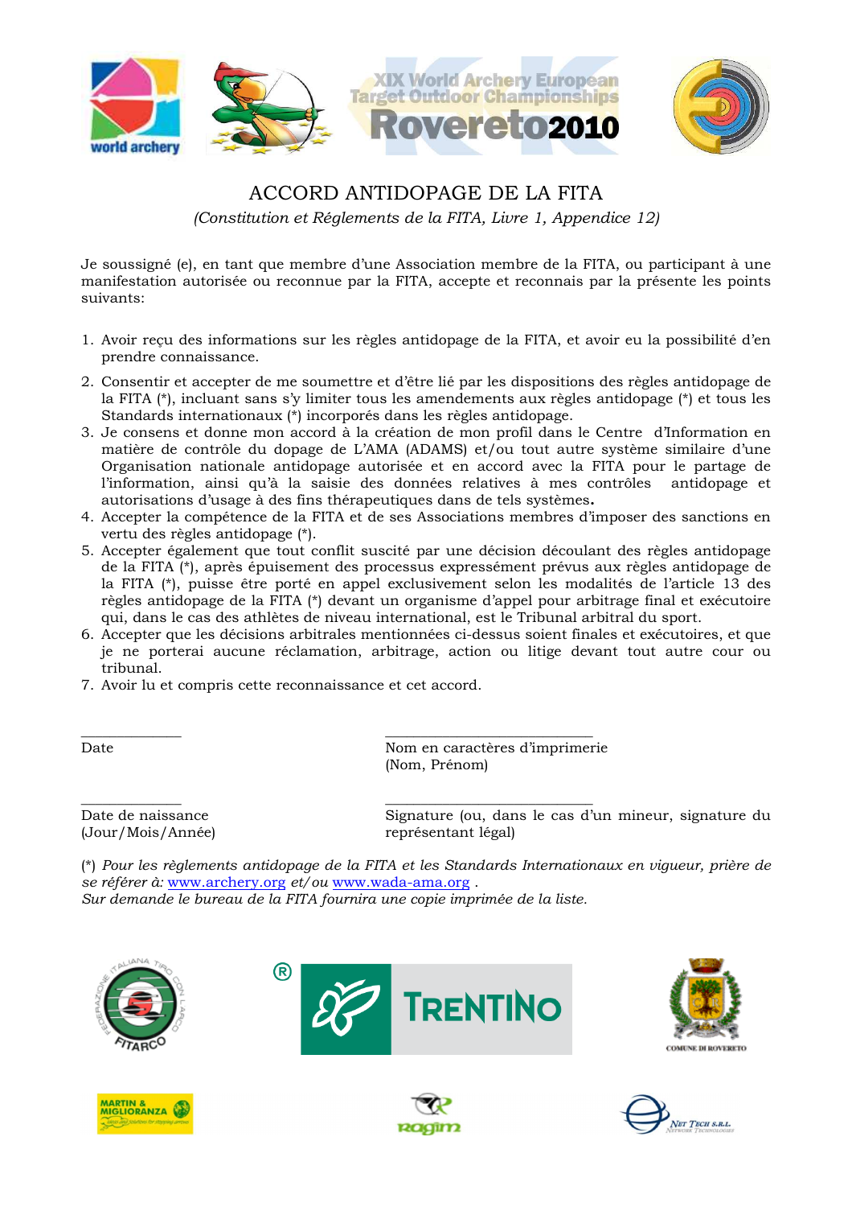# ACCORD ANTIDOPAGE DE LA FITA

*(Constitution et Réglements de la FITA, Livre 1, Appendice 12)*

Je soussigné (e), en tant que membre d'une Association membre de la FITA, ou participant à une manifestation autorisée ou reconnue par la FITA, accepte et reconnais par la présente les points suivants:

1. Avoir reçu des informations sur les règles antidopage de la FITA, et avoir eu la possibilité d'en prendre connaissance.
2. Consentir et accepter de me soumettre et d'être lié par les dispositions des règles antidopage de la FITA (*), incluant sans s'y limiter tous les amendements aux règles antidopage (*) et tous les Standards internationaux (*) incorporés dans les règles antidopage.
3. Je consens et donne mon accord à la création de mon profil dans le Centre d'Information en matière de contrôle du dopage de L'AMA (ADAMS) et/ou tout autre système similaire d'une Organisation nationale antidopage autorisée et en accord avec la FITA pour le partage de l'information, ainsi qu'à la saisie des données relatives à mes contrôles antidopage et autorisations d'usage à des fins thérapeutiques dans de tels systèmes**.**
4. Accepter la compétence de la FITA et de ses Associations membres d'imposer des sanctions en vertu des règles antidopage (*).
5. Accepter également que tout conflit suscité par une décision découlant des règles antidopage de la FITA (*), après épuisement des processus expressément prévus aux règles antidopage de la FITA (*), puisse être porté en appel exclusivement selon les modalités de l'article 13 des règles antidopage de la FITA (*) devant un organisme d'appel pour arbitrage final et exécutoire qui, dans le cas des athlètes de niveau international, est le Tribunal arbitral du sport.
6. Accepter que les décisions arbitrales mentionnées ci-dessus soient finales et exécutoires, et que je ne porterai aucune réclamation, arbitrage, action ou litige devant tout autre cour ou tribunal.
7. Avoir lu et compris cette reconnaissance et cet accord.

_______________ Date

_______________ Nom en caractères d'imprimerie (Nom, Prénom)

_______________ Date de naissance (Jour/Mois/Année)

_______________ Signature (ou, dans le cas d'un mineur, signature du représentant légal)

(*) *Pour les règlements antidopage de la FITA et les Standards Internationaux en vigueur, prière de se référer à:* www.archery.org *et/ou* www.wada-ama.org .
*Sur demande le bureau de la FITA fournira une copie imprimée de la liste.*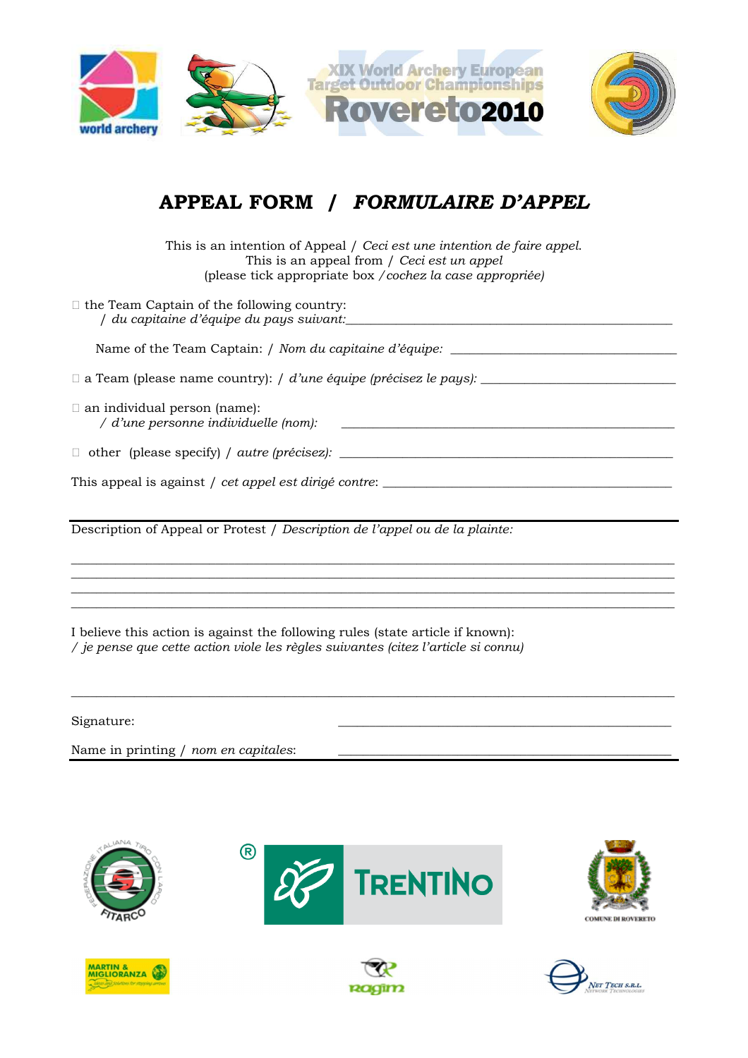XIX World Archery European Target Outdoor Championships

Rovereto2010

# APPEAL FORM / *FORMULAIRE D'APPEL*

This is an intention of Appeal / *Ceci est une intention de faire appel*.
This is an appeal from / *Ceci est un appel*
(please tick appropriate box / *cochez la case appropriée)*

☐ the Team Captain of the following country:
/ *du capitaine d'équipe du pays suivant:*\_\_\_\_\_\_\_\_\_\_\_\_\_\_\_\_\_\_\_\_\_\_\_\_\_\_\_\_\_\_\_\_\_\_\_\_\_\_\_\_\_\_\_\_\_\_\_\_

Name of the Team Captain: / *Nom du capitaine d'équipe:* \_\_\_\_\_\_\_\_\_\_\_\_\_\_\_\_\_\_\_\_\_\_\_\_\_\_\_\_\_\_\_\_\_\_\_

☐ a Team (please name country): / *d'une équipe (précisez le pays):* \_\_\_\_\_\_\_\_\_\_\_\_\_\_\_\_\_\_\_\_\_\_\_\_\_\_\_\_\_\_

☐ an individual person (name):
/ *d'une personne individuelle (nom):* \_\_\_\_\_\_\_\_\_\_\_\_\_\_\_\_\_\_\_\_\_\_\_\_\_\_\_\_\_\_\_\_\_\_\_\_\_\_\_\_\_\_\_\_\_\_\_\_\_\_

☐ other (please specify) / *autre (précisez):* \_\_\_\_\_\_\_\_\_\_\_\_\_\_\_\_\_\_\_\_\_\_\_\_\_\_\_\_\_\_\_\_\_\_\_\_\_\_\_\_\_\_\_\_\_\_\_\_\_\_

This appeal is against / *cet appel est dirigé contre*: \_\_\_\_\_\_\_\_\_\_\_\_\_\_\_\_\_\_\_\_\_\_\_\_\_\_\_\_\_\_\_\_\_\_\_\_\_\_\_\_\_\_\_\_

---

Description of Appeal or Protest / *Description de l'appel ou de la plainte:*

\_\_\_\_\_\_\_\_\_\_\_\_\_\_\_\_\_\_\_\_\_\_\_\_\_\_\_\_\_\_\_\_\_\_\_\_\_\_\_\_\_\_\_\_\_\_\_\_\_\_\_\_\_\_\_\_\_\_\_\_\_\_\_\_\_\_\_\_\_\_\_\_\_\_\_\_\_\_\_\_\_\_\_\_\_\_\_\_\_\_
\_\_\_\_\_\_\_\_\_\_\_\_\_\_\_\_\_\_\_\_\_\_\_\_\_\_\_\_\_\_\_\_\_\_\_\_\_\_\_\_\_\_\_\_\_\_\_\_\_\_\_\_\_\_\_\_\_\_\_\_\_\_\_\_\_\_\_\_\_\_\_\_\_\_\_\_\_\_\_\_\_\_\_\_\_\_\_\_\_\_
\_\_\_\_\_\_\_\_\_\_\_\_\_\_\_\_\_\_\_\_\_\_\_\_\_\_\_\_\_\_\_\_\_\_\_\_\_\_\_\_\_\_\_\_\_\_\_\_\_\_\_\_\_\_\_\_\_\_\_\_\_\_\_\_\_\_\_\_\_\_\_\_\_\_\_\_\_\_\_\_\_\_\_\_\_\_\_\_\_\_
\_\_\_\_\_\_\_\_\_\_\_\_\_\_\_\_\_\_\_\_\_\_\_\_\_\_\_\_\_\_\_\_\_\_\_\_\_\_\_\_\_\_\_\_\_\_\_\_\_\_\_\_\_\_\_\_\_\_\_\_\_\_\_\_\_\_\_\_\_\_\_\_\_\_\_\_\_\_\_\_\_\_\_\_\_\_\_\_\_\_

I believe this action is against the following rules (state article if known):
*/ je pense que cette action viole les règles suivantes (citez l'article si connu)*

\_\_\_\_\_\_\_\_\_\_\_\_\_\_\_\_\_\_\_\_\_\_\_\_\_\_\_\_\_\_\_\_\_\_\_\_\_\_\_\_\_\_\_\_\_\_\_\_\_\_\_\_\_\_\_\_\_\_\_\_\_\_\_\_\_\_\_\_\_\_\_\_\_\_\_\_\_\_\_\_\_\_\_\_\_\_\_\_\_\_

Signature: \_\_\_\_\_\_\_\_\_\_\_\_\_\_\_\_\_\_\_\_\_\_\_\_\_\_\_\_\_\_\_\_\_\_\_\_\_\_\_\_\_\_\_\_\_\_\_\_\_\_

Name in printing / *nom en capitales*: \_\_\_\_\_\_\_\_\_\_\_\_\_\_\_\_\_\_\_\_\_\_\_\_\_\_\_\_\_\_\_\_\_\_\_\_\_\_\_\_\_\_\_\_\_\_\_\_\_\_

---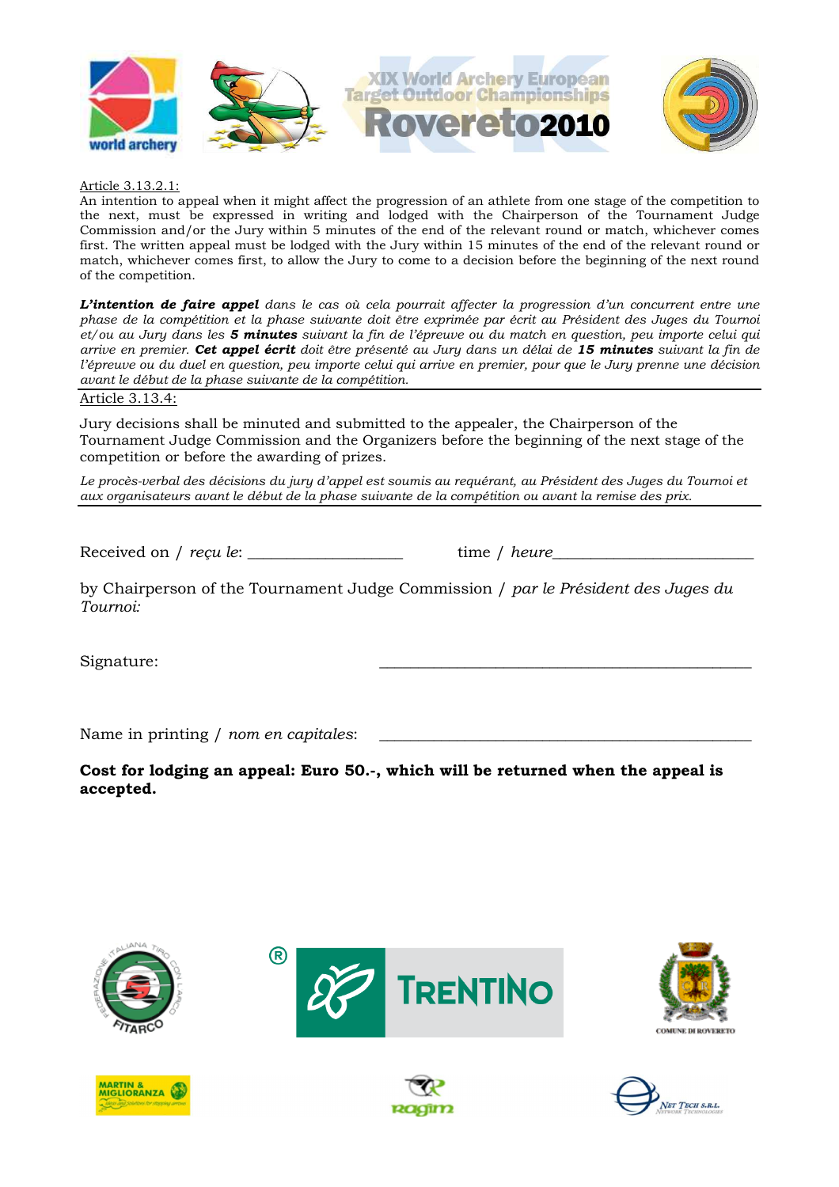Article 3.13.2.1:

An intention to appeal when it might affect the progression of an athlete from one stage of the competition to the next, must be expressed in writing and lodged with the Chairperson of the Tournament Judge Commission and/or the Jury within 5 minutes of the end of the relevant round or match, whichever comes first. The written appeal must be lodged with the Jury within 15 minutes of the end of the relevant round or match, whichever comes first, to allow the Jury to come to a decision before the beginning of the next round of the competition.

***L'intention de faire appel*** *dans le cas où cela pourrait affecter la progression d'un concurrent entre une phase de la compétition et la phase suivante doit être exprimée par écrit au Président des Juges du Tournoi et/ou au Jury dans les* ***5 minutes*** *suivant la fin de l'épreuve ou du match en question, peu importe celui qui arrive en premier.* ***Cet appel écrit*** *doit être présenté au Jury dans un délai de* ***15 minutes*** *suivant la fin de l'épreuve ou du duel en question, peu importe celui qui arrive en premier, pour que le Jury prenne une décision avant le début de la phase suivante de la compétition.*

Article 3.13.4:

Jury decisions shall be minuted and submitted to the appealer, the Chairperson of the Tournament Judge Commission and the Organizers before the beginning of the next stage of the competition or before the awarding of prizes.

*Le procès-verbal des décisions du jury d'appel est soumis au requérant, au Président des Juges du Tournoi et aux organisateurs avant le début de la phase suivante de la compétition ou avant la remise des prix.*

Received on / *reçu le*: ____________________ time / *heure*__________________________

by Chairperson of the Tournament Judge Commission / *par le Président des Juges du Tournoi:*

Signature: ________________________________________________

Name in printing / *nom en capitales*: ________________________________________________

**Cost for lodging an appeal: Euro 50.-, which will be returned when the appeal is accepted.**